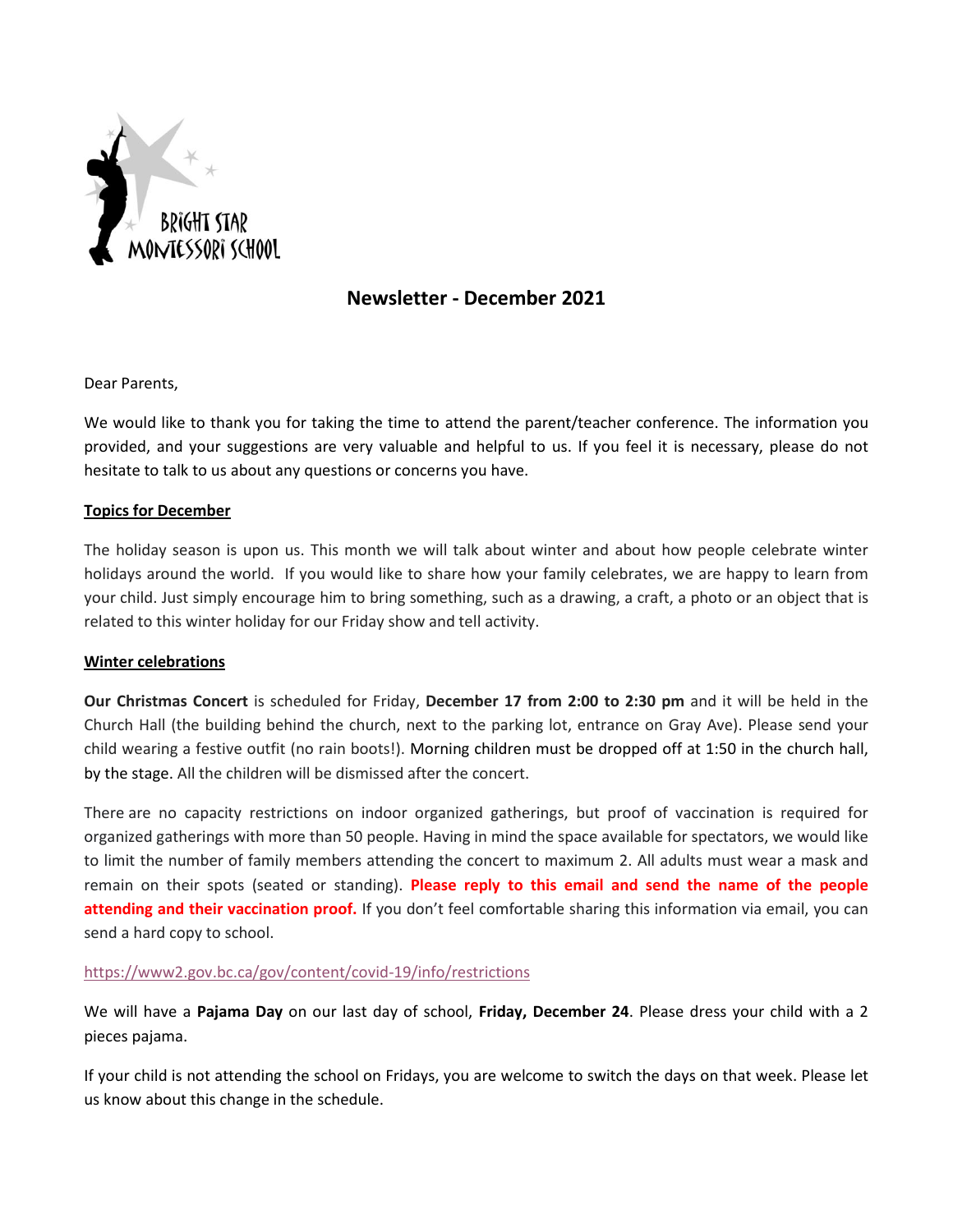BRIGHT STAR MONTESSORI SCHOOL

# Newsletter - December 2021

Dear Parents,

We would like to thank you for taking the time to attend the parent/teacher conference. The information you provided, and your suggestions are very valuable and helpful to us. If you feel it is necessary, please do not hesitate to talk to us about any questions or concerns you have.

## Topics for December

The holiday season is upon us. This month we will talk about winter and about how people celebrate winter holidays around the world. If you would like to share how your family celebrates, we are happy to learn from your child. Just simply encourage him to bring something, such as a drawing, a craft, a photo or an object that is related to this winter holiday for our Friday show and tell activity.

## Winter celebrations

**Our Christmas Concert** is scheduled for Friday, **December 17 from 2:00 to 2:30 pm** and it will be held in the Church Hall (the building behind the church, next to the parking lot, entrance on Gray Ave). Please send your child wearing a festive outfit (no rain boots!). Morning children must be dropped off at 1:50 in the church hall, by the stage. All the children will be dismissed after the concert.

There are no capacity restrictions on indoor organized gatherings, but proof of vaccination is required for organized gatherings with more than 50 people. Having in mind the space available for spectators, we would like to limit the number of family members attending the concert to maximum 2. All adults must wear a mask and remain on their spots (seated or standing). **Please reply to this email and send the name of the people attending and their vaccination proof.** If you don't feel comfortable sharing this information via email, you can send a hard copy to school.

https://www2.gov.bc.ca/gov/content/covid-19/info/restrictions

We will have a **Pajama Day** on our last day of school, **Friday, December 24**. Please dress your child with a 2 pieces pajama.

If your child is not attending the school on Fridays, you are welcome to switch the days on that week. Please let us know about this change in the schedule.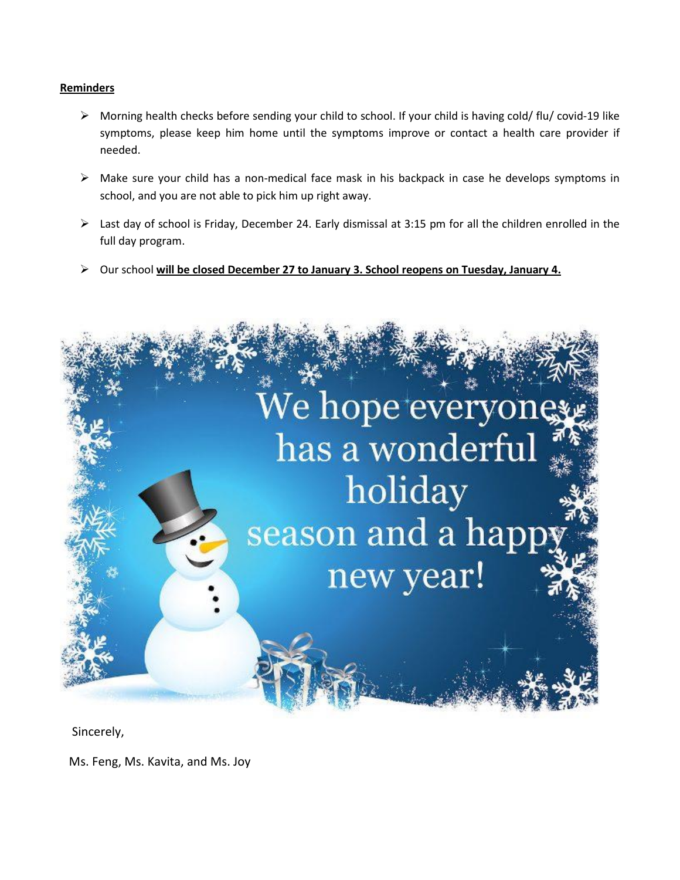**Reminders**

- Morning health checks before sending your child to school. If your child is having cold/ flu/ covid-19 like symptoms, please keep him home until the symptoms improve or contact a health care provider if needed.
- Make sure your child has a non-medical face mask in his backpack in case he develops symptoms in school, and you are not able to pick him up right away.
- Last day of school is Friday, December 24. Early dismissal at 3:15 pm for all the children enrolled in the full day program.
- Our school **will be closed December 27 to January 3. School reopens on Tuesday, January 4.**

We hope everyone has a wonderful holiday season and a happy new year!

Sincerely,

Ms. Feng, Ms. Kavita, and Ms. Joy